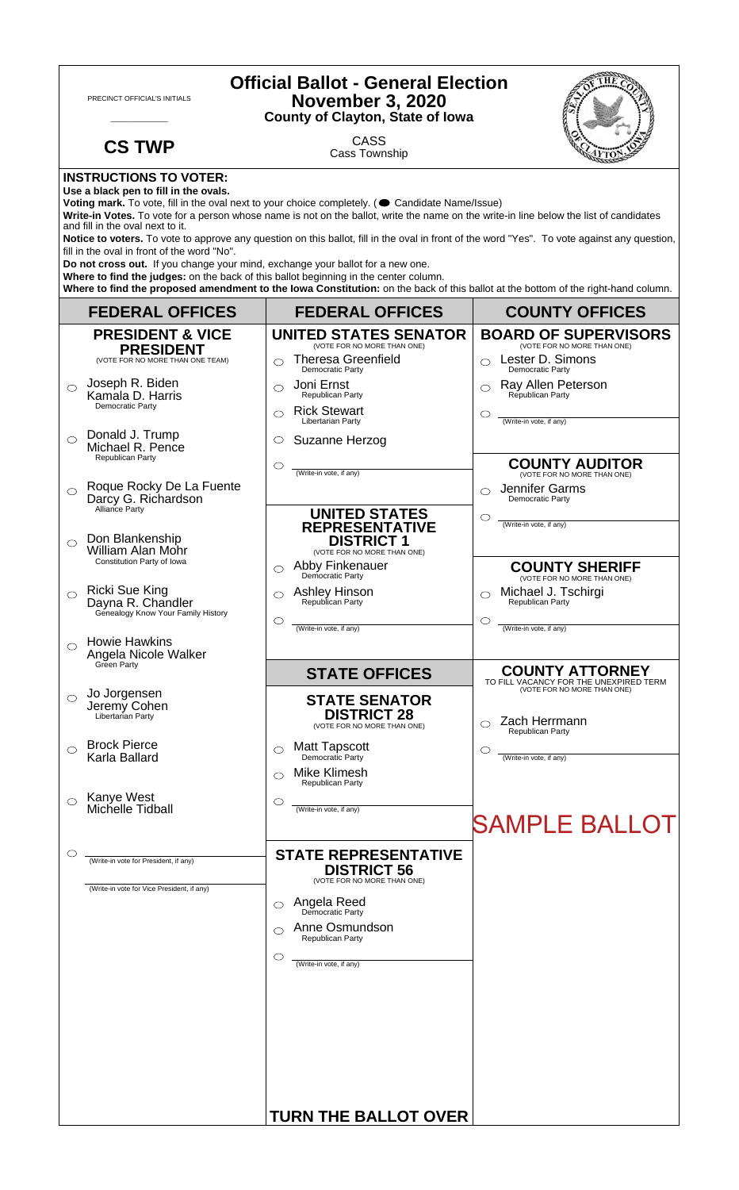PRECINCT OFFICIAL'S INITIALS

\_\_\_\_\_\_\_\_\_\_\_\_

**CS TWP**

# Official Ballot - General Election
## November 3, 2020
### County of Clayton, State of Iowa

CASS
Cass Township

**INSTRUCTIONS TO VOTER:**

**Use a black pen to fill in the ovals.**

**Voting mark.** To vote, fill in the oval next to your choice completely. (● Candidate Name/Issue)

**Write-in Votes.** To vote for a person whose name is not on the ballot, write the name on the write-in line below the list of candidates and fill in the oval next to it.

**Notice to voters.** To vote to approve any question on this ballot, fill in the oval in front of the word "Yes". To vote against any question, fill in the oval in front of the word "No".

**Do not cross out.** If you change your mind, exchange your ballot for a new one.

**Where to find the judges:** on the back of this ballot beginning in the center column.

**Where to find the proposed amendment to the Iowa Constitution:** on the back of this ballot at the bottom of the right-hand column.

## FEDERAL OFFICES

### PRESIDENT & VICE PRESIDENT
(VOTE FOR NO MORE THAN ONE TEAM)

- ○ Joseph R. Biden / Kamala D. Harris — Democratic Party
- ○ Donald J. Trump / Michael R. Pence — Republican Party
- ○ Roque Rocky De La Fuente / Darcy G. Richardson — Alliance Party
- ○ Don Blankenship / William Alan Mohr — Constitution Party of Iowa
- ○ Ricki Sue King / Dayna R. Chandler — Genealogy Know Your Family History
- ○ Howie Hawkins / Angela Nicole Walker — Green Party
- ○ Jo Jorgensen / Jeremy Cohen — Libertarian Party
- ○ Brock Pierce / Karla Ballard
- ○ Kanye West / Michelle Tidball
- ○ \_\_\_\_\_\_\_\_\_\_ (Write-in vote for President, if any) / \_\_\_\_\_\_\_\_\_\_ (Write-in vote for Vice President, if any)

## FEDERAL OFFICES

### UNITED STATES SENATOR
(VOTE FOR NO MORE THAN ONE)

- ○ Theresa Greenfield — Democratic Party
- ○ Joni Ernst — Republican Party
- ○ Rick Stewart — Libertarian Party
- ○ Suzanne Herzog
- ○ \_\_\_\_\_\_\_\_\_\_ (Write-in vote, if any)

### UNITED STATES REPRESENTATIVE DISTRICT 1
(VOTE FOR NO MORE THAN ONE)

- ○ Abby Finkenauer — Democratic Party
- ○ Ashley Hinson — Republican Party
- ○ \_\_\_\_\_\_\_\_\_\_ (Write-in vote, if any)

## STATE OFFICES

### STATE SENATOR DISTRICT 28
(VOTE FOR NO MORE THAN ONE)

- ○ Matt Tapscott — Democratic Party
- ○ Mike Klimesh — Republican Party
- ○ \_\_\_\_\_\_\_\_\_\_ (Write-in vote, if any)

### STATE REPRESENTATIVE DISTRICT 56
(VOTE FOR NO MORE THAN ONE)

- ○ Angela Reed — Democratic Party
- ○ Anne Osmundson — Republican Party
- ○ \_\_\_\_\_\_\_\_\_\_ (Write-in vote, if any)

**TURN THE BALLOT OVER**

## COUNTY OFFICES

### BOARD OF SUPERVISORS
(VOTE FOR NO MORE THAN ONE)

- ○ Lester D. Simons — Democratic Party
- ○ Ray Allen Peterson — Republican Party
- ○ \_\_\_\_\_\_\_\_\_\_ (Write-in vote, if any)

### COUNTY AUDITOR
(VOTE FOR NO MORE THAN ONE)

- ○ Jennifer Garms — Democratic Party
- ○ \_\_\_\_\_\_\_\_\_\_ (Write-in vote, if any)

### COUNTY SHERIFF
(VOTE FOR NO MORE THAN ONE)

- ○ Michael J. Tschirgi — Republican Party
- ○ \_\_\_\_\_\_\_\_\_\_ (Write-in vote, if any)

### COUNTY ATTORNEY
TO FILL VACANCY FOR THE UNEXPIRED TERM
(VOTE FOR NO MORE THAN ONE)

- ○ Zach Herrmann — Republican Party
- ○ \_\_\_\_\_\_\_\_\_\_ (Write-in vote, if any)

SAMPLE BALLOT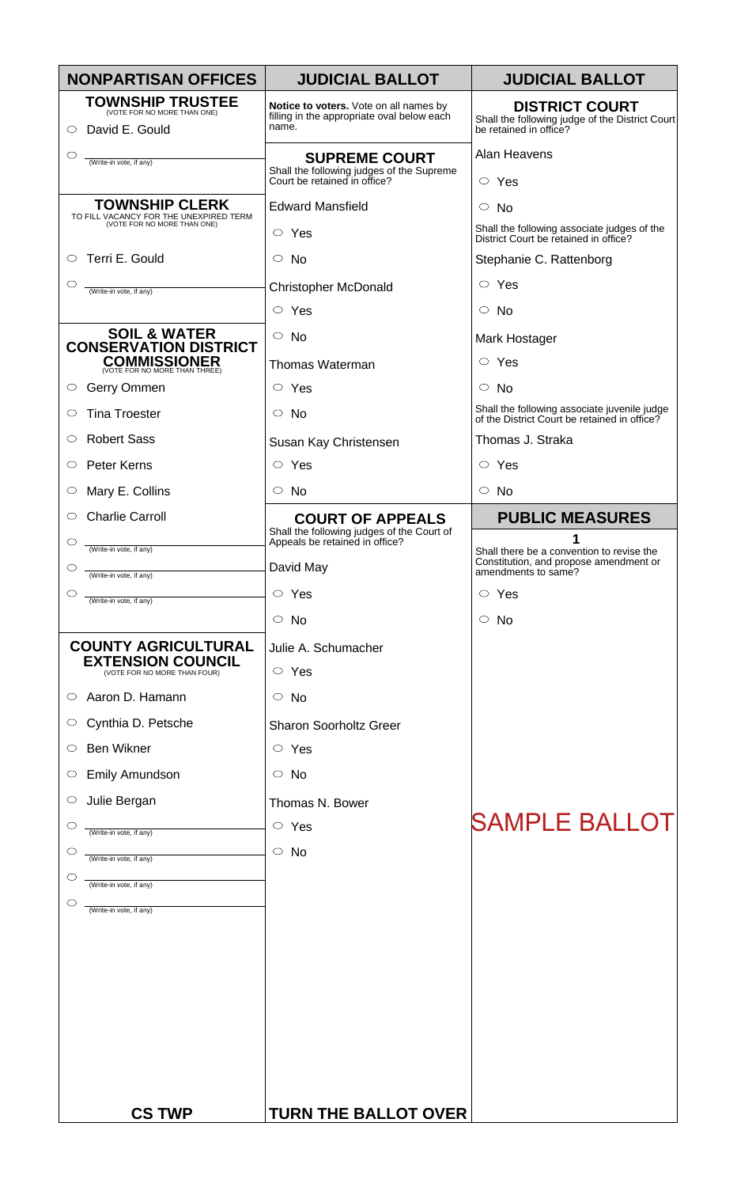## NONPARTISAN OFFICES

### TOWNSHIP TRUSTEE
(VOTE FOR NO MORE THAN ONE)

- ○ David E. Gould
- ○ ________ (Write-in vote, if any)

### TOWNSHIP CLERK
TO FILL VACANCY FOR THE UNEXPIRED TERM
(VOTE FOR NO MORE THAN ONE)

- ○ Terri E. Gould
- ○ ________ (Write-in vote, if any)

### SOIL & WATER CONSERVATION DISTRICT COMMISSIONER
(VOTE FOR NO MORE THAN THREE)

- ○ Gerry Ommen
- ○ Tina Troester
- ○ Robert Sass
- ○ Peter Kerns
- ○ Mary E. Collins
- ○ Charlie Carroll
- ○ ________ (Write-in vote, if any)
- ○ ________ (Write-in vote, if any)
- ○ ________ (Write-in vote, if any)

### COUNTY AGRICULTURAL EXTENSION COUNCIL
(VOTE FOR NO MORE THAN FOUR)

- ○ Aaron D. Hamann
- ○ Cynthia D. Petsche
- ○ Ben Wikner
- ○ Emily Amundson
- ○ Julie Bergan
- ○ ________ (Write-in vote, if any)
- ○ ________ (Write-in vote, if any)
- ○ ________ (Write-in vote, if any)
- ○ ________ (Write-in vote, if any)

CS TWP

## JUDICIAL BALLOT

**Notice to voters.** Vote on all names by filling in the appropriate oval below each name.

### SUPREME COURT
Shall the following judges of the Supreme Court be retained in office?

Edward Mansfield
- ○ Yes
- ○ No

Christopher McDonald
- ○ Yes
- ○ No

Thomas Waterman
- ○ Yes
- ○ No

Susan Kay Christensen
- ○ Yes
- ○ No

### COURT OF APPEALS
Shall the following judges of the Court of Appeals be retained in office?

David May
- ○ Yes
- ○ No

Julie A. Schumacher
- ○ Yes
- ○ No

Sharon Soorholtz Greer
- ○ Yes
- ○ No

Thomas N. Bower
- ○ Yes
- ○ No

TURN THE BALLOT OVER

## JUDICIAL BALLOT

### DISTRICT COURT
Shall the following judge of the District Court be retained in office?

Alan Heavens
- ○ Yes
- ○ No

Shall the following associate judges of the District Court be retained in office?

Stephanie C. Rattenborg
- ○ Yes
- ○ No

Mark Hostager
- ○ Yes
- ○ No

Shall the following associate juvenile judge of the District Court be retained in office?

Thomas J. Straka
- ○ Yes
- ○ No

## PUBLIC MEASURES

### 1
Shall there be a convention to revise the Constitution, and propose amendment or amendments to same?

- ○ Yes
- ○ No

SAMPLE BALLOT